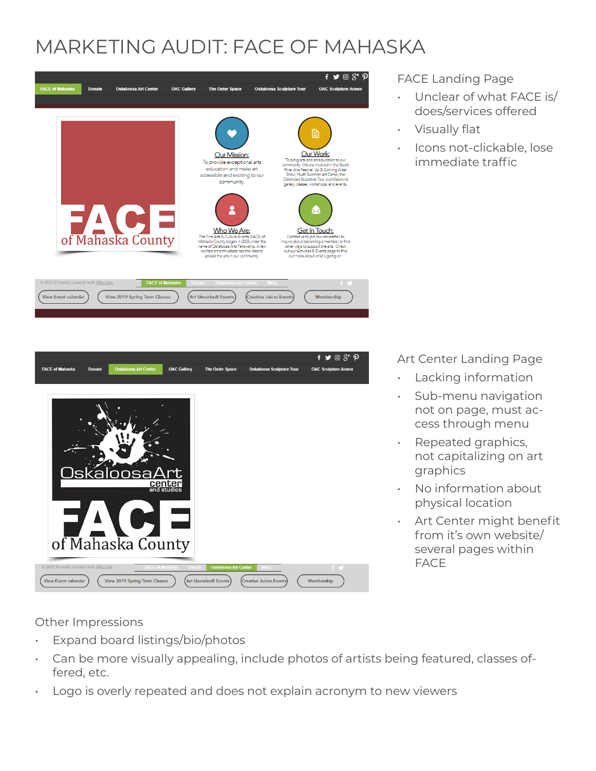# MARKETING AUDIT: FACE OF MAHASKA

## FACE Landing Page

- Unclear of what FACE is/does/services offered
- Visually flat
- Icons not-clickable, lose immediate traffic

## Art Center Landing Page

- Lacking information
- Sub-menu navigation not on page, must access through menu
- Repeated graphics, not capitalizing on art graphics
- No information about physical location
- Art Center might benefit from it's own website/several pages within FACE

## Other Impressions

- Expand board listings/bio/photos
- Can be more visually appealing, include photos of artists being featured, classes offered, etc.
- Logo is overly repeated and does not explain acronym to new viewers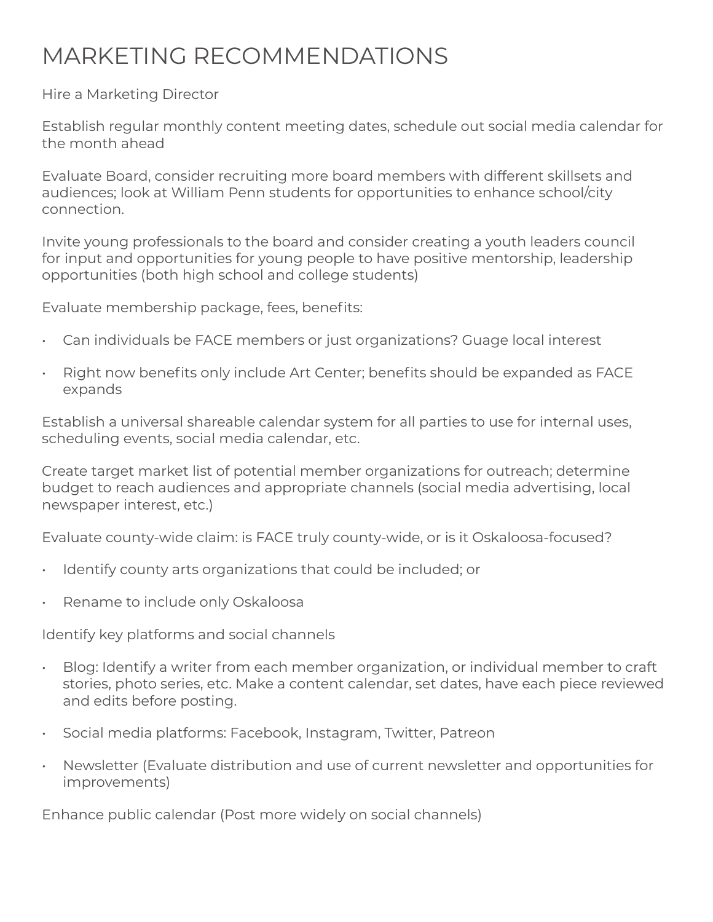# MARKETING RECOMMENDATIONS

Hire a Marketing Director

Establish regular monthly content meeting dates, schedule out social media calendar for the month ahead

Evaluate Board, consider recruiting more board members with different skillsets and audiences; look at William Penn students for opportunities to enhance school/city connection.

Invite young professionals to the board and consider creating a youth leaders council for input and opportunities for young people to have positive mentorship, leadership opportunities (both high school and college students)

Evaluate membership package, fees, benefits:

- Can individuals be FACE members or just organizations? Guage local interest
- Right now benefits only include Art Center; benefits should be expanded as FACE expands

Establish a universal shareable calendar system for all parties to use for internal uses, scheduling events, social media calendar, etc.

Create target market list of potential member organizations for outreach; determine budget to reach audiences and appropriate channels (social media advertising, local newspaper interest, etc.)

Evaluate county-wide claim: is FACE truly county-wide, or is it Oskaloosa-focused?

- Identify county arts organizations that could be included; or
- Rename to include only Oskaloosa

Identify key platforms and social channels

- Blog: Identify a writer from each member organization, or individual member to craft stories, photo series, etc. Make a content calendar, set dates, have each piece reviewed and edits before posting.
- Social media platforms: Facebook, Instagram, Twitter, Patreon
- Newsletter (Evaluate distribution and use of current newsletter and opportunities for improvements)

Enhance public calendar (Post more widely on social channels)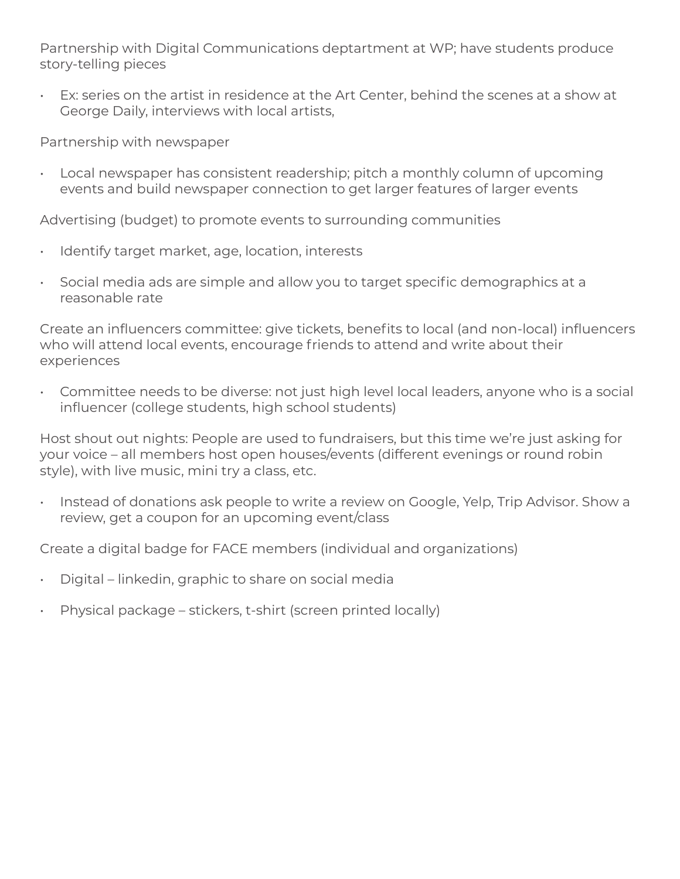Partnership with Digital Communications deptartment at WP; have students produce story-telling pieces

- Ex: series on the artist in residence at the Art Center, behind the scenes at a show at George Daily, interviews with local artists,

Partnership with newspaper

- Local newspaper has consistent readership; pitch a monthly column of upcoming events and build newspaper connection to get larger features of larger events

Advertising (budget) to promote events to surrounding communities

- Identify target market, age, location, interests
- Social media ads are simple and allow you to target specific demographics at a reasonable rate

Create an influencers committee: give tickets, benefits to local (and non-local) influencers who will attend local events, encourage friends to attend and write about their experiences

- Committee needs to be diverse: not just high level local leaders, anyone who is a social influencer (college students, high school students)

Host shout out nights: People are used to fundraisers, but this time we're just asking for your voice – all members host open houses/events (different evenings or round robin style), with live music, mini try a class, etc.

- Instead of donations ask people to write a review on Google, Yelp, Trip Advisor. Show a review, get a coupon for an upcoming event/class

Create a digital badge for FACE members (individual and organizations)

- Digital – linkedin, graphic to share on social media
- Physical package – stickers, t-shirt (screen printed locally)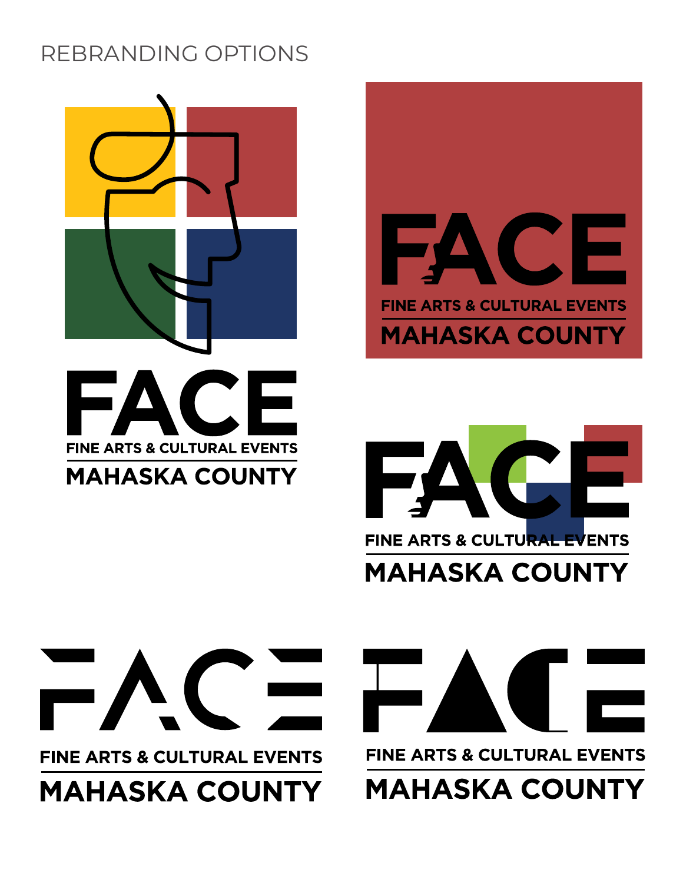REBRANDING OPTIONS

FACE

FINE ARTS & CULTURAL EVENTS

MAHASKA COUNTY

FACE

FINE ARTS & CULTURAL EVENTS

MAHASKA COUNTY

FACE

FINE ARTS & CULTURAL EVENTS

MAHASKA COUNTY

FACE

FINE ARTS & CULTURAL EVENTS

MAHASKA COUNTY

FACE

FINE ARTS & CULTURAL EVENTS

MAHASKA COUNTY